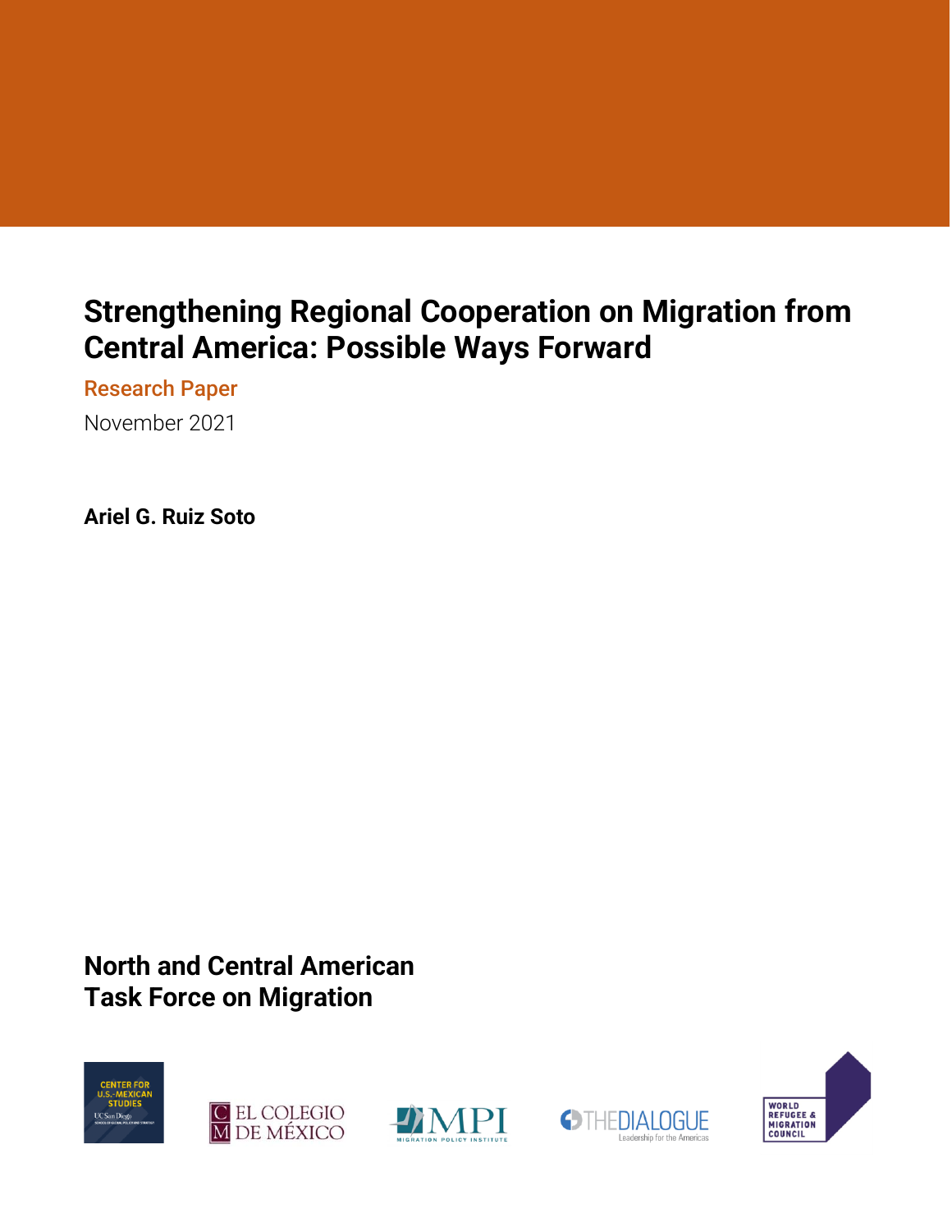# Strengthening Regional Cooperation on Migration from Central America: Possible Ways Forward

Research Paper

November 2021

**Ariel G. Ruiz Soto**

**North and Central American Task Force on Migration**

CENTER FOR U.S.-MEXICAN STUDIES UC San Diego SCHOOL OF GLOBAL POLICY AND STRATEGY

EL COLEGIO DE MÉXICO

MPI MIGRATION POLICY INSTITUTE

THEDIALOGUE Leadership for the Americas

WORLD REFUGEE & MIGRATION COUNCIL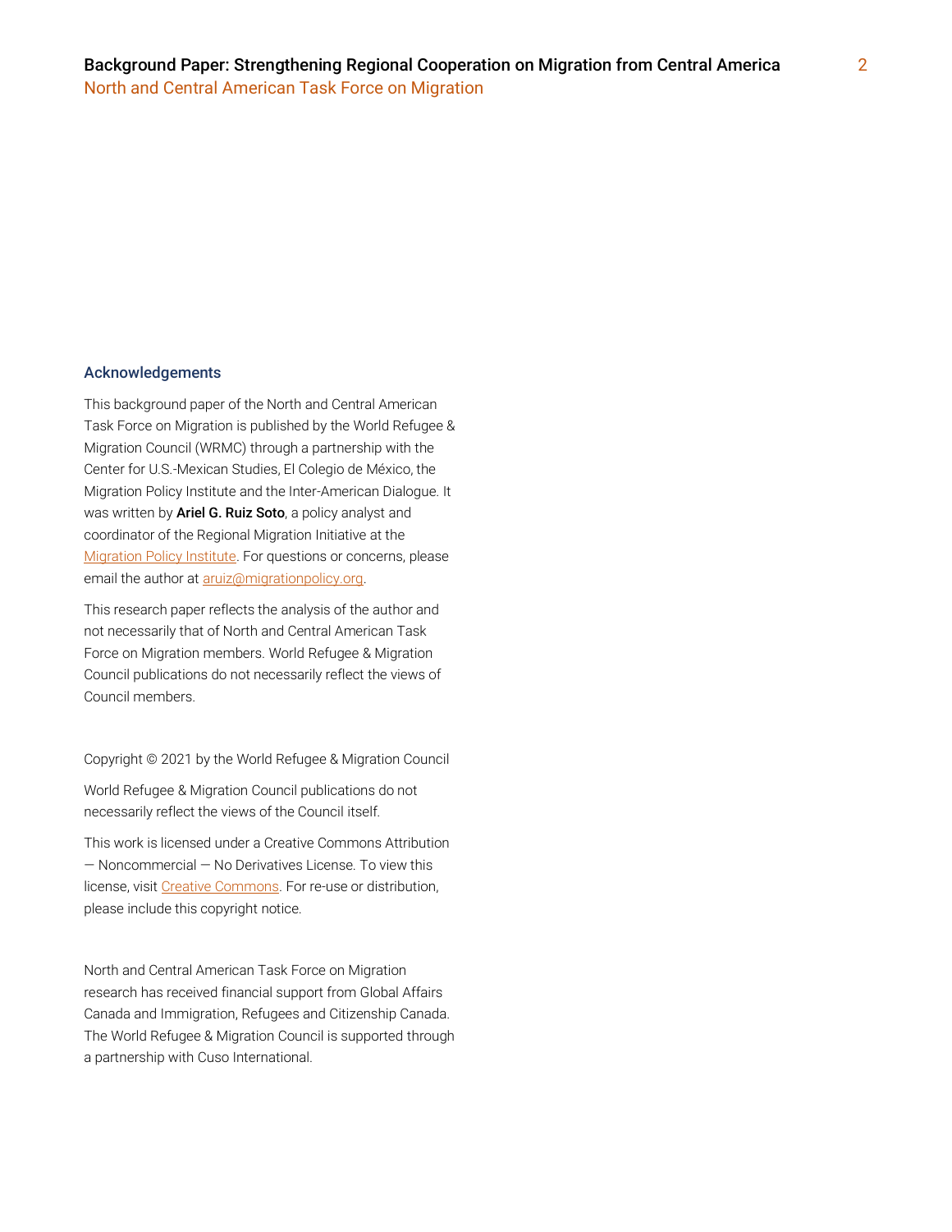## Acknowledgements

This background paper of the North and Central American Task Force on Migration is published by the World Refugee & Migration Council (WRMC) through a partnership with the Center for U.S.-Mexican Studies, El Colegio de México, the Migration Policy Institute and the Inter-American Dialogue. It was written by **Ariel G. Ruiz Soto**, a policy analyst and coordinator of the Regional Migration Initiative at the Migration Policy Institute. For questions or concerns, please email the author at aruiz@migrationpolicy.org.

This research paper reflects the analysis of the author and not necessarily that of North and Central American Task Force on Migration members. World Refugee & Migration Council publications do not necessarily reflect the views of Council members.

Copyright © 2021 by the World Refugee & Migration Council

World Refugee & Migration Council publications do not necessarily reflect the views of the Council itself.

This work is licensed under a Creative Commons Attribution — Noncommercial — No Derivatives License. To view this license, visit Creative Commons. For re-use or distribution, please include this copyright notice.

North and Central American Task Force on Migration research has received financial support from Global Affairs Canada and Immigration, Refugees and Citizenship Canada. The World Refugee & Migration Council is supported through a partnership with Cuso International.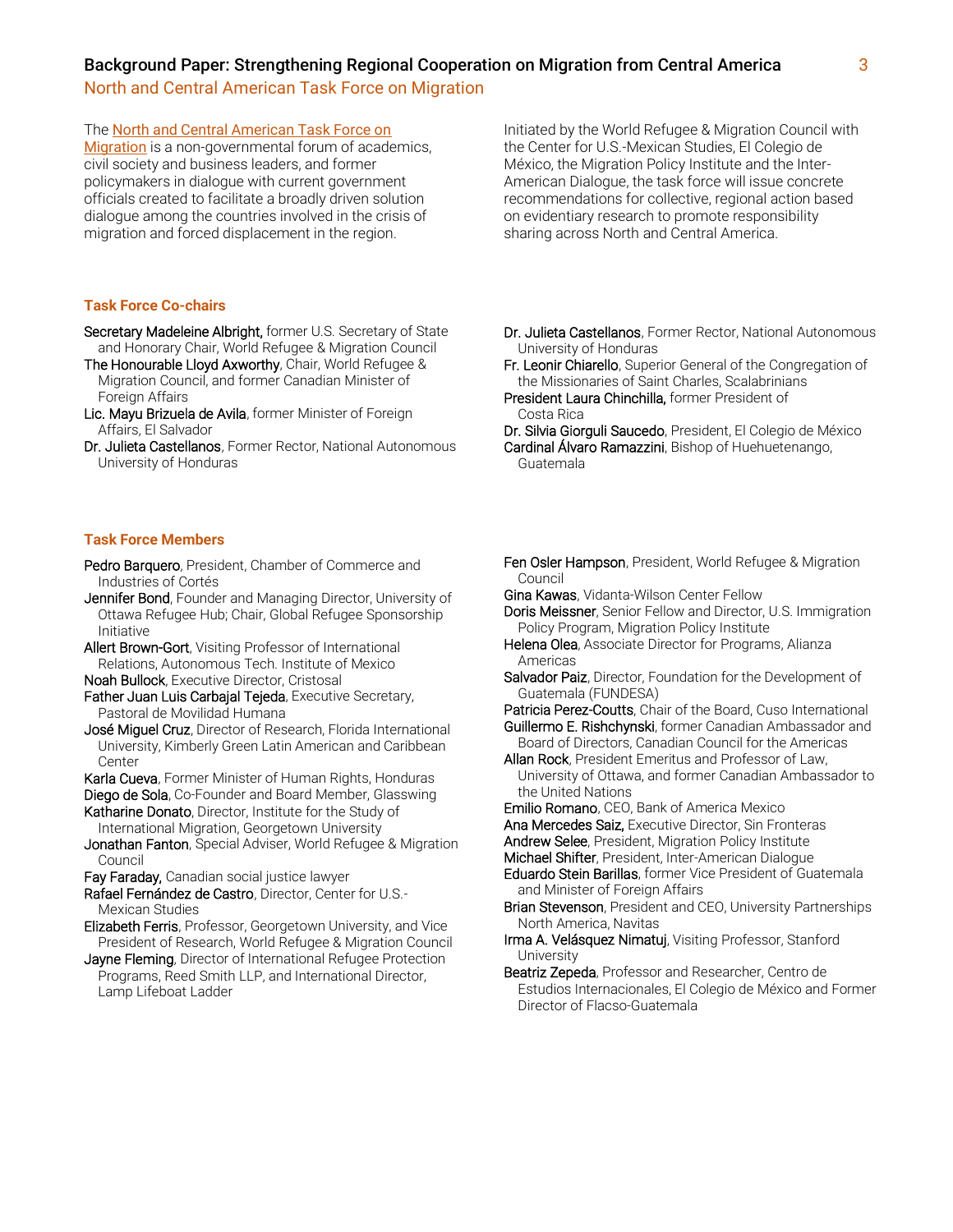## North and Central American Task Force on Migration

The North and Central American Task Force on Migration is a non-governmental forum of academics, civil society and business leaders, and former policymakers in dialogue with current government officials created to facilitate a broadly driven solution dialogue among the countries involved in the crisis of migration and forced displacement in the region.

Initiated by the World Refugee & Migration Council with the Center for U.S.-Mexican Studies, El Colegio de México, the Migration Policy Institute and the Inter-American Dialogue, the task force will issue concrete recommendations for collective, regional action based on evidentiary research to promote responsibility sharing across North and Central America.

### Task Force Co-chairs

- **Secretary Madeleine Albright,** former U.S. Secretary of State and Honorary Chair, World Refugee & Migration Council
- **The Honourable Lloyd Axworthy**, Chair, World Refugee & Migration Council, and former Canadian Minister of Foreign Affairs
- **Lic. Mayu Brizuela de Avila**, former Minister of Foreign Affairs, El Salvador
- **Dr. Julieta Castellanos**, Former Rector, National Autonomous University of Honduras
- **Dr. Julieta Castellanos**, Former Rector, National Autonomous University of Honduras
- **Fr. Leonir Chiarello**, Superior General of the Congregation of the Missionaries of Saint Charles, Scalabrinians
- **President Laura Chinchilla,** former President of Costa Rica
- **Dr. Silvia Giorguli Saucedo**, President, El Colegio de México
- **Cardinal Álvaro Ramazzini**, Bishop of Huehuetenango, Guatemala

### Task Force Members

- **Pedro Barquero**, President, Chamber of Commerce and Industries of Cortés
- **Jennifer Bond**, Founder and Managing Director, University of Ottawa Refugee Hub; Chair, Global Refugee Sponsorship Initiative
- **Allert Brown-Gort**, Visiting Professor of International Relations, Autonomous Tech. Institute of Mexico
- **Noah Bullock**, Executive Director, Cristosal
- **Father Juan Luis Carbajal Tejeda**, Executive Secretary, Pastoral de Movilidad Humana
- **José Miguel Cruz**, Director of Research, Florida International University, Kimberly Green Latin American and Caribbean Center
- **Karla Cueva**, Former Minister of Human Rights, Honduras
- **Diego de Sola**, Co-Founder and Board Member, Glasswing
- **Katharine Donato**, Director, Institute for the Study of International Migration, Georgetown University
- **Jonathan Fanton**, Special Adviser, World Refugee & Migration Council
- **Fay Faraday,** Canadian social justice lawyer
- **Rafael Fernández de Castro**, Director, Center for U.S.-Mexican Studies
- **Elizabeth Ferris**, Professor, Georgetown University, and Vice President of Research, World Refugee & Migration Council
- **Jayne Fleming**, Director of International Refugee Protection Programs, Reed Smith LLP, and International Director, Lamp Lifeboat Ladder
- **Fen Osler Hampson**, President, World Refugee & Migration Council
- **Gina Kawas**, Vidanta-Wilson Center Fellow
- **Doris Meissner**, Senior Fellow and Director, U.S. Immigration Policy Program, Migration Policy Institute
- **Helena Olea**, Associate Director for Programs, Alianza Americas
- **Salvador Paiz**, Director, Foundation for the Development of Guatemala (FUNDESA)
- **Patricia Perez-Coutts**, Chair of the Board, Cuso International
- **Guillermo E. Rishchynski**, former Canadian Ambassador and Board of Directors, Canadian Council for the Americas
- **Allan Rock**, President Emeritus and Professor of Law, University of Ottawa, and former Canadian Ambassador to the United Nations
- **Emilio Romano**, CEO, Bank of America Mexico
- **Ana Mercedes Saiz,** Executive Director, Sin Fronteras
- **Andrew Selee**, President, Migration Policy Institute
- **Michael Shifter**, President, Inter-American Dialogue
- **Eduardo Stein Barillas**, former Vice President of Guatemala and Minister of Foreign Affairs
- **Brian Stevenson**, President and CEO, University Partnerships North America, Navitas
- **Irma A. Velásquez Nimatuj**, Visiting Professor, Stanford University
- **Beatriz Zepeda**, Professor and Researcher, Centro de Estudios Internacionales, El Colegio de México and Former Director of Flacso-Guatemala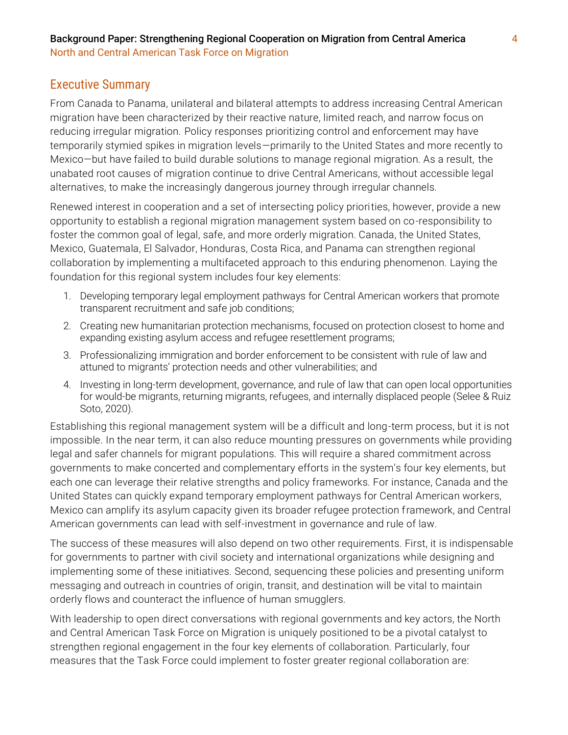## Executive Summary

From Canada to Panama, unilateral and bilateral attempts to address increasing Central American migration have been characterized by their reactive nature, limited reach, and narrow focus on reducing irregular migration. Policy responses prioritizing control and enforcement may have temporarily stymied spikes in migration levels—primarily to the United States and more recently to Mexico—but have failed to build durable solutions to manage regional migration. As a result, the unabated root causes of migration continue to drive Central Americans, without accessible legal alternatives, to make the increasingly dangerous journey through irregular channels.

Renewed interest in cooperation and a set of intersecting policy priorities, however, provide a new opportunity to establish a regional migration management system based on co-responsibility to foster the common goal of legal, safe, and more orderly migration. Canada, the United States, Mexico, Guatemala, El Salvador, Honduras, Costa Rica, and Panama can strengthen regional collaboration by implementing a multifaceted approach to this enduring phenomenon. Laying the foundation for this regional system includes four key elements:

1. Developing temporary legal employment pathways for Central American workers that promote transparent recruitment and safe job conditions;
2. Creating new humanitarian protection mechanisms, focused on protection closest to home and expanding existing asylum access and refugee resettlement programs;
3. Professionalizing immigration and border enforcement to be consistent with rule of law and attuned to migrants' protection needs and other vulnerabilities; and
4. Investing in long-term development, governance, and rule of law that can open local opportunities for would-be migrants, returning migrants, refugees, and internally displaced people (Selee & Ruiz Soto, 2020).

Establishing this regional management system will be a difficult and long-term process, but it is not impossible. In the near term, it can also reduce mounting pressures on governments while providing legal and safer channels for migrant populations. This will require a shared commitment across governments to make concerted and complementary efforts in the system's four key elements, but each one can leverage their relative strengths and policy frameworks. For instance, Canada and the United States can quickly expand temporary employment pathways for Central American workers, Mexico can amplify its asylum capacity given its broader refugee protection framework, and Central American governments can lead with self-investment in governance and rule of law.

The success of these measures will also depend on two other requirements. First, it is indispensable for governments to partner with civil society and international organizations while designing and implementing some of these initiatives. Second, sequencing these policies and presenting uniform messaging and outreach in countries of origin, transit, and destination will be vital to maintain orderly flows and counteract the influence of human smugglers.

With leadership to open direct conversations with regional governments and key actors, the North and Central American Task Force on Migration is uniquely positioned to be a pivotal catalyst to strengthen regional engagement in the four key elements of collaboration. Particularly, four measures that the Task Force could implement to foster greater regional collaboration are: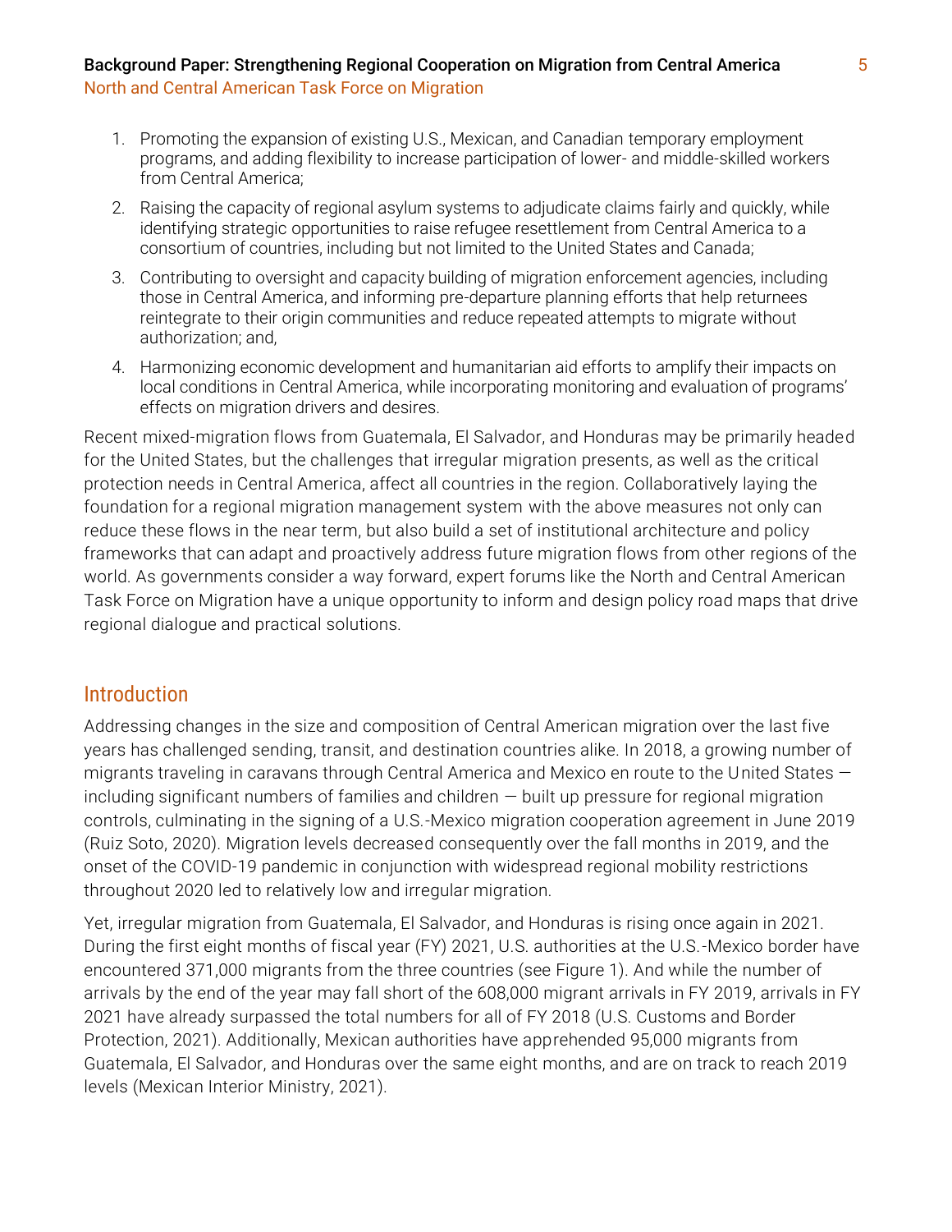1. Promoting the expansion of existing U.S., Mexican, and Canadian temporary employment programs, and adding flexibility to increase participation of lower- and middle-skilled workers from Central America;
2. Raising the capacity of regional asylum systems to adjudicate claims fairly and quickly, while identifying strategic opportunities to raise refugee resettlement from Central America to a consortium of countries, including but not limited to the United States and Canada;
3. Contributing to oversight and capacity building of migration enforcement agencies, including those in Central America, and informing pre-departure planning efforts that help returnees reintegrate to their origin communities and reduce repeated attempts to migrate without authorization; and,
4. Harmonizing economic development and humanitarian aid efforts to amplify their impacts on local conditions in Central America, while incorporating monitoring and evaluation of programs' effects on migration drivers and desires.

Recent mixed-migration flows from Guatemala, El Salvador, and Honduras may be primarily headed for the United States, but the challenges that irregular migration presents, as well as the critical protection needs in Central America, affect all countries in the region. Collaboratively laying the foundation for a regional migration management system with the above measures not only can reduce these flows in the near term, but also build a set of institutional architecture and policy frameworks that can adapt and proactively address future migration flows from other regions of the world. As governments consider a way forward, expert forums like the North and Central American Task Force on Migration have a unique opportunity to inform and design policy road maps that drive regional dialogue and practical solutions.

## Introduction

Addressing changes in the size and composition of Central American migration over the last five years has challenged sending, transit, and destination countries alike. In 2018, a growing number of migrants traveling in caravans through Central America and Mexico en route to the United States — including significant numbers of families and children — built up pressure for regional migration controls, culminating in the signing of a U.S.-Mexico migration cooperation agreement in June 2019 (Ruiz Soto, 2020). Migration levels decreased consequently over the fall months in 2019, and the onset of the COVID-19 pandemic in conjunction with widespread regional mobility restrictions throughout 2020 led to relatively low and irregular migration.

Yet, irregular migration from Guatemala, El Salvador, and Honduras is rising once again in 2021. During the first eight months of fiscal year (FY) 2021, U.S. authorities at the U.S.-Mexico border have encountered 371,000 migrants from the three countries (see Figure 1). And while the number of arrivals by the end of the year may fall short of the 608,000 migrant arrivals in FY 2019, arrivals in FY 2021 have already surpassed the total numbers for all of FY 2018 (U.S. Customs and Border Protection, 2021). Additionally, Mexican authorities have apprehended 95,000 migrants from Guatemala, El Salvador, and Honduras over the same eight months, and are on track to reach 2019 levels (Mexican Interior Ministry, 2021).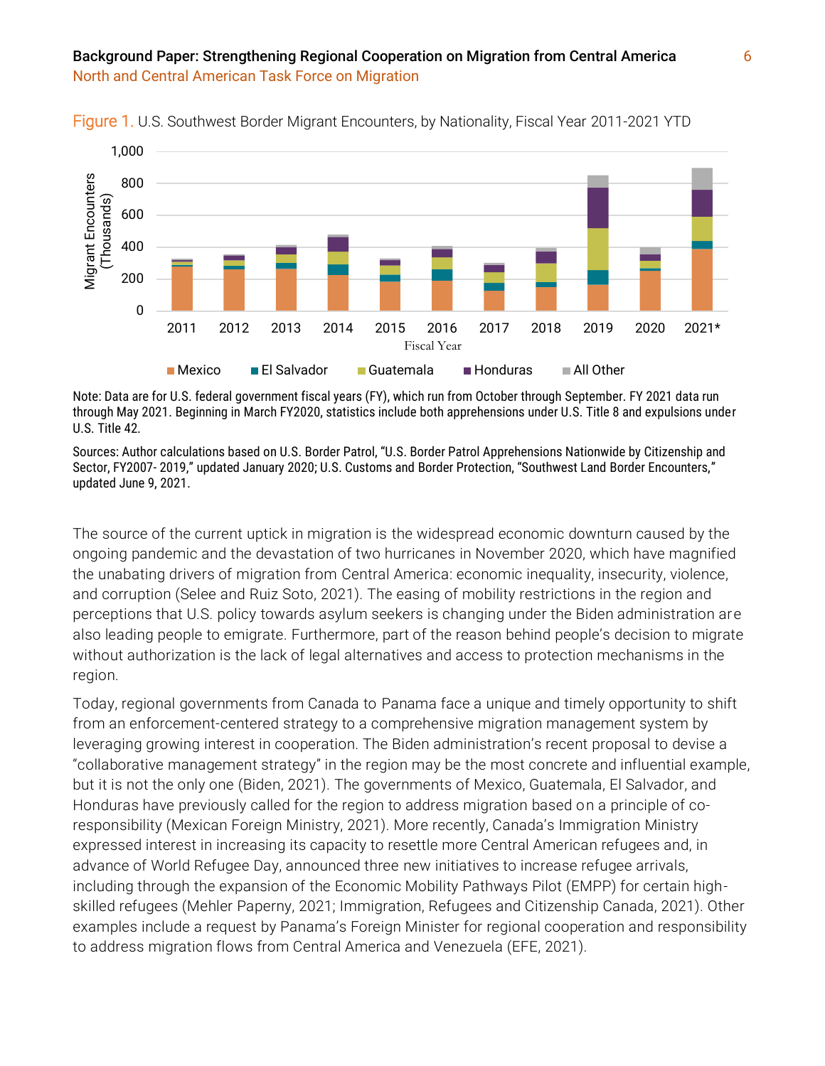Figure 1. U.S. Southwest Border Migrant Encounters, by Nationality, Fiscal Year 2011-2021 YTD

Migrant Encounters (Thousands)

1,000
800
600
400
200
0

2011 2012 2013 2014 2015 2016 2017 2018 2019 2020 2021*

Fiscal Year

Mexico El Salvador Guatemala Honduras All Other

Note: Data are for U.S. federal government fiscal years (FY), which run from October through September. FY 2021 data run through May 2021. Beginning in March FY2020, statistics include both apprehensions under U.S. Title 8 and expulsions under U.S. Title 42.

Sources: Author calculations based on U.S. Border Patrol, "U.S. Border Patrol Apprehensions Nationwide by Citizenship and Sector, FY2007- 2019," updated January 2020; U.S. Customs and Border Protection, "Southwest Land Border Encounters," updated June 9, 2021.

The source of the current uptick in migration is the widespread economic downturn caused by the ongoing pandemic and the devastation of two hurricanes in November 2020, which have magnified the unabating drivers of migration from Central America: economic inequality, insecurity, violence, and corruption (Selee and Ruiz Soto, 2021). The easing of mobility restrictions in the region and perceptions that U.S. policy towards asylum seekers is changing under the Biden administration are also leading people to emigrate. Furthermore, part of the reason behind people's decision to migrate without authorization is the lack of legal alternatives and access to protection mechanisms in the region.

Today, regional governments from Canada to Panama face a unique and timely opportunity to shift from an enforcement-centered strategy to a comprehensive migration management system by leveraging growing interest in cooperation. The Biden administration's recent proposal to devise a "collaborative management strategy" in the region may be the most concrete and influential example, but it is not the only one (Biden, 2021). The governments of Mexico, Guatemala, El Salvador, and Honduras have previously called for the region to address migration based on a principle of co-responsibility (Mexican Foreign Ministry, 2021). More recently, Canada's Immigration Ministry expressed interest in increasing its capacity to resettle more Central American refugees and, in advance of World Refugee Day, announced three new initiatives to increase refugee arrivals, including through the expansion of the Economic Mobility Pathways Pilot (EMPP) for certain high-skilled refugees (Mehler Paperny, 2021; Immigration, Refugees and Citizenship Canada, 2021). Other examples include a request by Panama's Foreign Minister for regional cooperation and responsibility to address migration flows from Central America and Venezuela (EFE, 2021).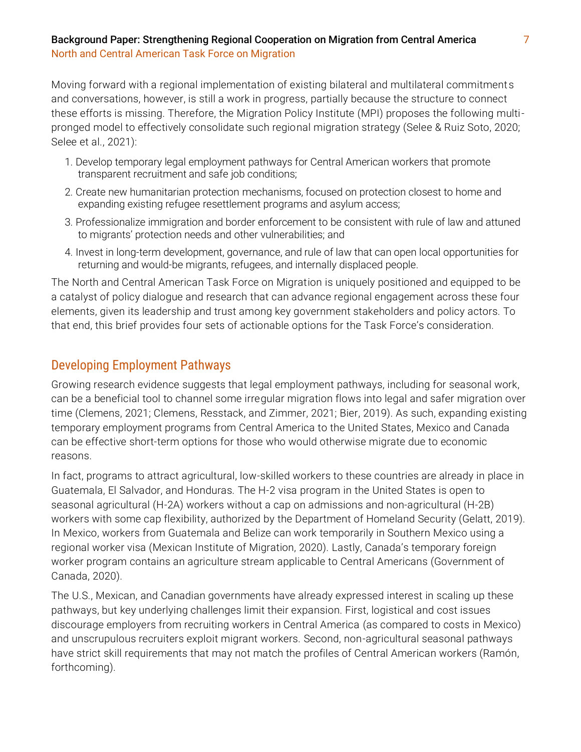Moving forward with a regional implementation of existing bilateral and multilateral commitments and conversations, however, is still a work in progress, partially because the structure to connect these efforts is missing. Therefore, the Migration Policy Institute (MPI) proposes the following multi-pronged model to effectively consolidate such regional migration strategy (Selee & Ruiz Soto, 2020; Selee et al., 2021):

1. Develop temporary legal employment pathways for Central American workers that promote transparent recruitment and safe job conditions;
2. Create new humanitarian protection mechanisms, focused on protection closest to home and expanding existing refugee resettlement programs and asylum access;
3. Professionalize immigration and border enforcement to be consistent with rule of law and attuned to migrants' protection needs and other vulnerabilities; and
4. Invest in long-term development, governance, and rule of law that can open local opportunities for returning and would-be migrants, refugees, and internally displaced people.

The North and Central American Task Force on Migration is uniquely positioned and equipped to be a catalyst of policy dialogue and research that can advance regional engagement across these four elements, given its leadership and trust among key government stakeholders and policy actors. To that end, this brief provides four sets of actionable options for the Task Force's consideration.

## Developing Employment Pathways

Growing research evidence suggests that legal employment pathways, including for seasonal work, can be a beneficial tool to channel some irregular migration flows into legal and safer migration over time (Clemens, 2021; Clemens, Resstack, and Zimmer, 2021; Bier, 2019). As such, expanding existing temporary employment programs from Central America to the United States, Mexico and Canada can be effective short-term options for those who would otherwise migrate due to economic reasons.

In fact, programs to attract agricultural, low-skilled workers to these countries are already in place in Guatemala, El Salvador, and Honduras. The H-2 visa program in the United States is open to seasonal agricultural (H-2A) workers without a cap on admissions and non-agricultural (H-2B) workers with some cap flexibility, authorized by the Department of Homeland Security (Gelatt, 2019). In Mexico, workers from Guatemala and Belize can work temporarily in Southern Mexico using a regional worker visa (Mexican Institute of Migration, 2020). Lastly, Canada's temporary foreign worker program contains an agriculture stream applicable to Central Americans (Government of Canada, 2020).

The U.S., Mexican, and Canadian governments have already expressed interest in scaling up these pathways, but key underlying challenges limit their expansion. First, logistical and cost issues discourage employers from recruiting workers in Central America (as compared to costs in Mexico) and unscrupulous recruiters exploit migrant workers. Second, non-agricultural seasonal pathways have strict skill requirements that may not match the profiles of Central American workers (Ramón, forthcoming).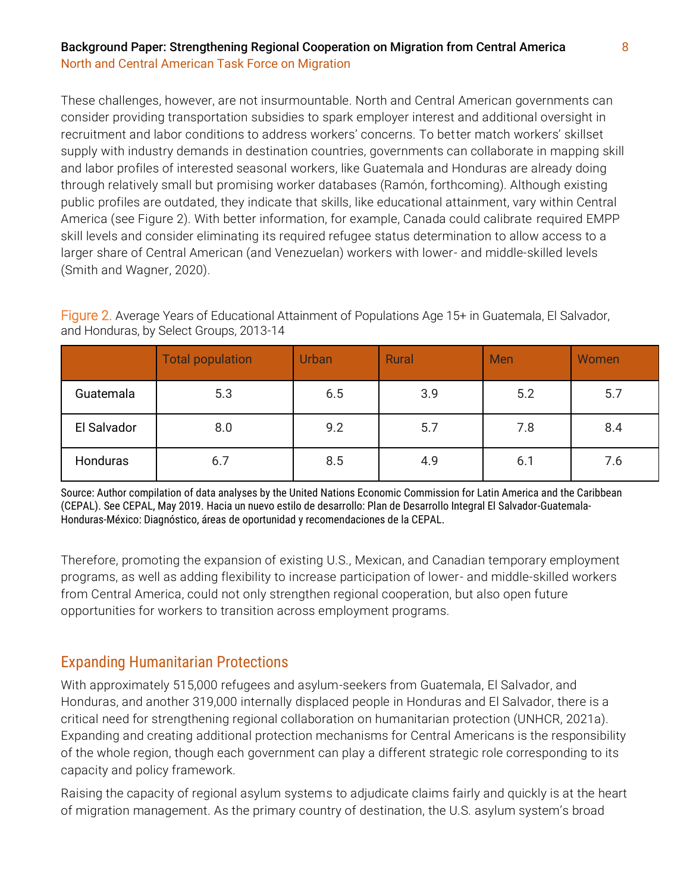These challenges, however, are not insurmountable. North and Central American governments can consider providing transportation subsidies to spark employer interest and additional oversight in recruitment and labor conditions to address workers' concerns. To better match workers' skillset supply with industry demands in destination countries, governments can collaborate in mapping skill and labor profiles of interested seasonal workers, like Guatemala and Honduras are already doing through relatively small but promising worker databases (Ramón, forthcoming). Although existing public profiles are outdated, they indicate that skills, like educational attainment, vary within Central America (see Figure 2). With better information, for example, Canada could calibrate required EMPP skill levels and consider eliminating its required refugee status determination to allow access to a larger share of Central American (and Venezuelan) workers with lower- and middle-skilled levels (Smith and Wagner, 2020).

Figure 2. Average Years of Educational Attainment of Populations Age 15+ in Guatemala, El Salvador, and Honduras, by Select Groups, 2013-14

| | Total population | Urban | Rural | Men | Women |
|---|---|---|---|---|---|
| Guatemala | 5.3 | 6.5 | 3.9 | 5.2 | 5.7 |
| El Salvador | 8.0 | 9.2 | 5.7 | 7.8 | 8.4 |
| Honduras | 6.7 | 8.5 | 4.9 | 6.1 | 7.6 |

Source: Author compilation of data analyses by the United Nations Economic Commission for Latin America and the Caribbean (CEPAL). See CEPAL, May 2019. Hacia un nuevo estilo de desarrollo: Plan de Desarrollo Integral El Salvador-Guatemala-Honduras-México: Diagnóstico, áreas de oportunidad y recomendaciones de la CEPAL.

Therefore, promoting the expansion of existing U.S., Mexican, and Canadian temporary employment programs, as well as adding flexibility to increase participation of lower- and middle-skilled workers from Central America, could not only strengthen regional cooperation, but also open future opportunities for workers to transition across employment programs.

## Expanding Humanitarian Protections

With approximately 515,000 refugees and asylum-seekers from Guatemala, El Salvador, and Honduras, and another 319,000 internally displaced people in Honduras and El Salvador, there is a critical need for strengthening regional collaboration on humanitarian protection (UNHCR, 2021a). Expanding and creating additional protection mechanisms for Central Americans is the responsibility of the whole region, though each government can play a different strategic role corresponding to its capacity and policy framework.

Raising the capacity of regional asylum systems to adjudicate claims fairly and quickly is at the heart of migration management. As the primary country of destination, the U.S. asylum system's broad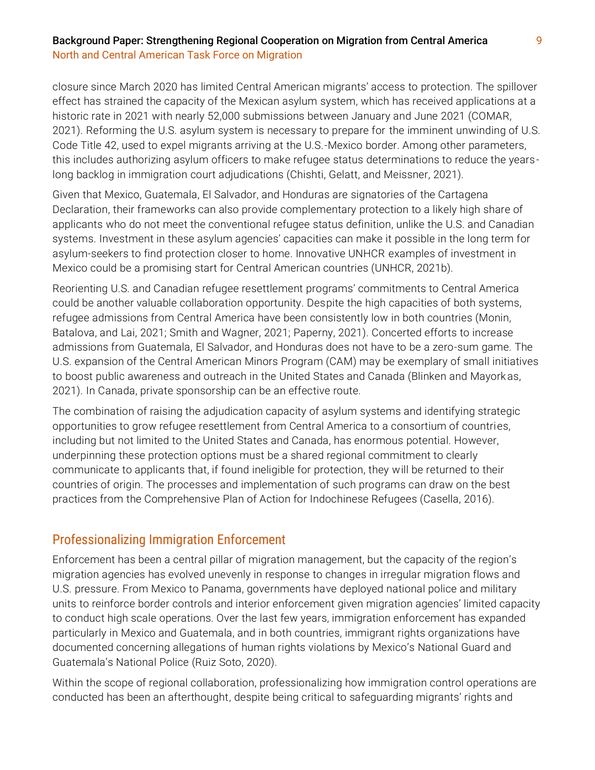closure since March 2020 has limited Central American migrants' access to protection. The spillover effect has strained the capacity of the Mexican asylum system, which has received applications at a historic rate in 2021 with nearly 52,000 submissions between January and June 2021 (COMAR, 2021). Reforming the U.S. asylum system is necessary to prepare for the imminent unwinding of U.S. Code Title 42, used to expel migrants arriving at the U.S.-Mexico border. Among other parameters, this includes authorizing asylum officers to make refugee status determinations to reduce the years-long backlog in immigration court adjudications (Chishti, Gelatt, and Meissner, 2021).

Given that Mexico, Guatemala, El Salvador, and Honduras are signatories of the Cartagena Declaration, their frameworks can also provide complementary protection to a likely high share of applicants who do not meet the conventional refugee status definition, unlike the U.S. and Canadian systems. Investment in these asylum agencies' capacities can make it possible in the long term for asylum-seekers to find protection closer to home. Innovative UNHCR examples of investment in Mexico could be a promising start for Central American countries (UNHCR, 2021b).

Reorienting U.S. and Canadian refugee resettlement programs' commitments to Central America could be another valuable collaboration opportunity. Despite the high capacities of both systems, refugee admissions from Central America have been consistently low in both countries (Monin, Batalova, and Lai, 2021; Smith and Wagner, 2021; Paperny, 2021). Concerted efforts to increase admissions from Guatemala, El Salvador, and Honduras does not have to be a zero-sum game. The U.S. expansion of the Central American Minors Program (CAM) may be exemplary of small initiatives to boost public awareness and outreach in the United States and Canada (Blinken and Mayorkas, 2021). In Canada, private sponsorship can be an effective route.

The combination of raising the adjudication capacity of asylum systems and identifying strategic opportunities to grow refugee resettlement from Central America to a consortium of countries, including but not limited to the United States and Canada, has enormous potential. However, underpinning these protection options must be a shared regional commitment to clearly communicate to applicants that, if found ineligible for protection, they will be returned to their countries of origin. The processes and implementation of such programs can draw on the best practices from the Comprehensive Plan of Action for Indochinese Refugees (Casella, 2016).

## Professionalizing Immigration Enforcement

Enforcement has been a central pillar of migration management, but the capacity of the region's migration agencies has evolved unevenly in response to changes in irregular migration flows and U.S. pressure. From Mexico to Panama, governments have deployed national police and military units to reinforce border controls and interior enforcement given migration agencies' limited capacity to conduct high scale operations. Over the last few years, immigration enforcement has expanded particularly in Mexico and Guatemala, and in both countries, immigrant rights organizations have documented concerning allegations of human rights violations by Mexico's National Guard and Guatemala's National Police (Ruiz Soto, 2020).

Within the scope of regional collaboration, professionalizing how immigration control operations are conducted has been an afterthought, despite being critical to safeguarding migrants' rights and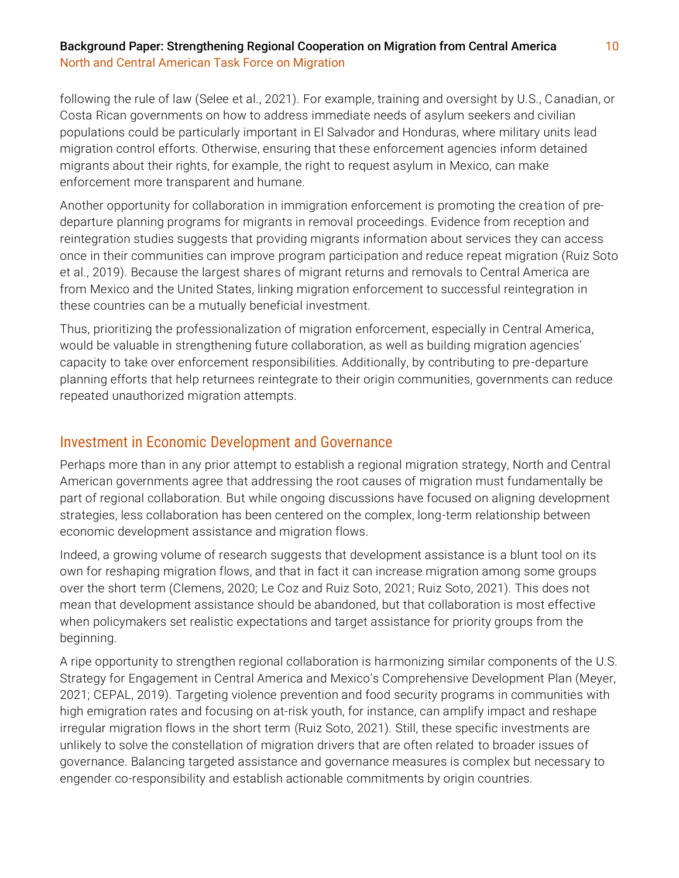following the rule of law (Selee et al., 2021). For example, training and oversight by U.S., Canadian, or Costa Rican governments on how to address immediate needs of asylum seekers and civilian populations could be particularly important in El Salvador and Honduras, where military units lead migration control efforts. Otherwise, ensuring that these enforcement agencies inform detained migrants about their rights, for example, the right to request asylum in Mexico, can make enforcement more transparent and humane.

Another opportunity for collaboration in immigration enforcement is promoting the creation of pre-departure planning programs for migrants in removal proceedings. Evidence from reception and reintegration studies suggests that providing migrants information about services they can access once in their communities can improve program participation and reduce repeat migration (Ruiz Soto et al., 2019). Because the largest shares of migrant returns and removals to Central America are from Mexico and the United States, linking migration enforcement to successful reintegration in these countries can be a mutually beneficial investment.

Thus, prioritizing the professionalization of migration enforcement, especially in Central America, would be valuable in strengthening future collaboration, as well as building migration agencies' capacity to take over enforcement responsibilities. Additionally, by contributing to pre-departure planning efforts that help returnees reintegrate to their origin communities, governments can reduce repeated unauthorized migration attempts.

## Investment in Economic Development and Governance

Perhaps more than in any prior attempt to establish a regional migration strategy, North and Central American governments agree that addressing the root causes of migration must fundamentally be part of regional collaboration. But while ongoing discussions have focused on aligning development strategies, less collaboration has been centered on the complex, long-term relationship between economic development assistance and migration flows.

Indeed, a growing volume of research suggests that development assistance is a blunt tool on its own for reshaping migration flows, and that in fact it can increase migration among some groups over the short term (Clemens, 2020; Le Coz and Ruiz Soto, 2021; Ruiz Soto, 2021). This does not mean that development assistance should be abandoned, but that collaboration is most effective when policymakers set realistic expectations and target assistance for priority groups from the beginning.

A ripe opportunity to strengthen regional collaboration is harmonizing similar components of the U.S. Strategy for Engagement in Central America and Mexico's Comprehensive Development Plan (Meyer, 2021; CEPAL, 2019). Targeting violence prevention and food security programs in communities with high emigration rates and focusing on at-risk youth, for instance, can amplify impact and reshape irregular migration flows in the short term (Ruiz Soto, 2021). Still, these specific investments are unlikely to solve the constellation of migration drivers that are often related to broader issues of governance. Balancing targeted assistance and governance measures is complex but necessary to engender co-responsibility and establish actionable commitments by origin countries.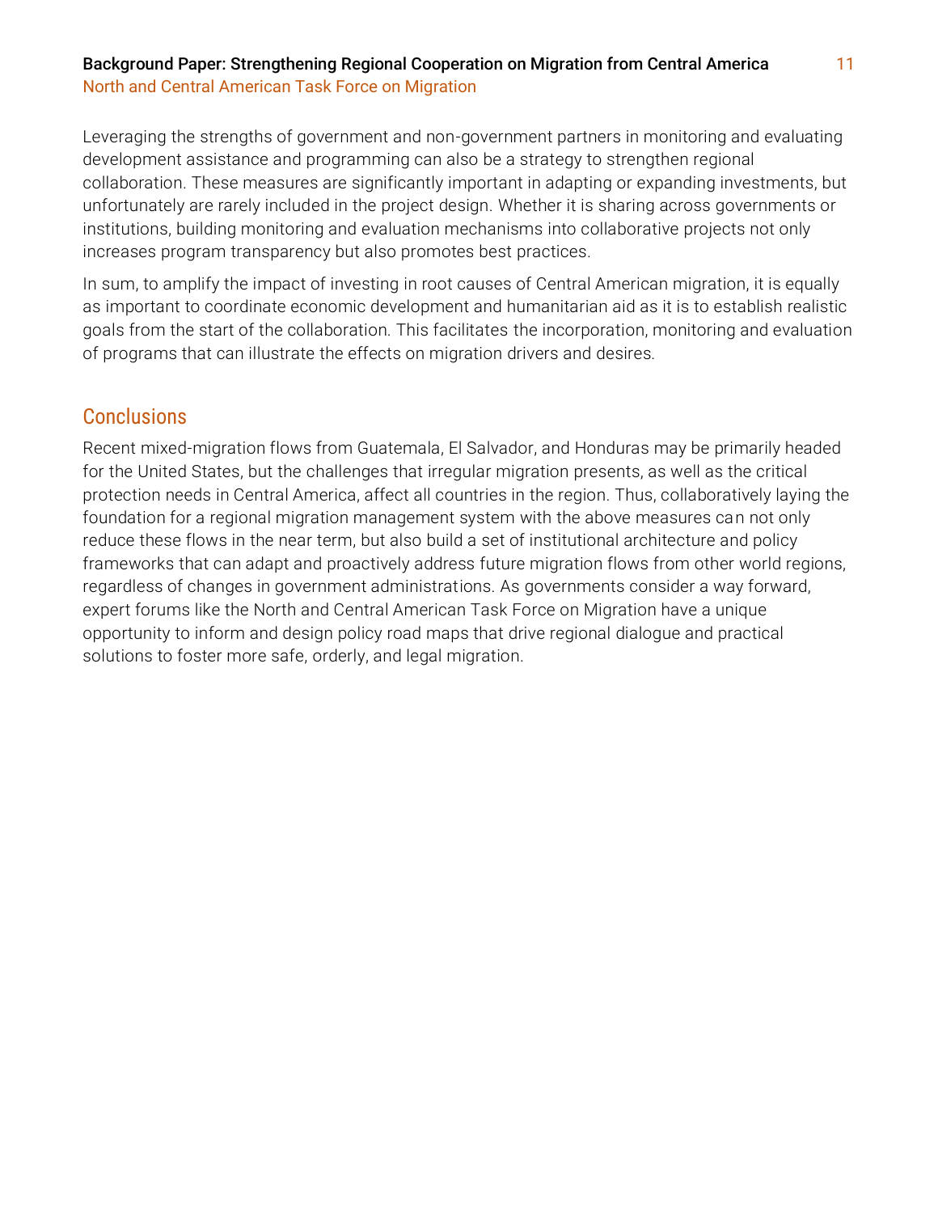Leveraging the strengths of government and non-government partners in monitoring and evaluating development assistance and programming can also be a strategy to strengthen regional collaboration. These measures are significantly important in adapting or expanding investments, but unfortunately are rarely included in the project design. Whether it is sharing across governments or institutions, building monitoring and evaluation mechanisms into collaborative projects not only increases program transparency but also promotes best practices.

In sum, to amplify the impact of investing in root causes of Central American migration, it is equally as important to coordinate economic development and humanitarian aid as it is to establish realistic goals from the start of the collaboration. This facilitates the incorporation, monitoring and evaluation of programs that can illustrate the effects on migration drivers and desires.

## Conclusions

Recent mixed-migration flows from Guatemala, El Salvador, and Honduras may be primarily headed for the United States, but the challenges that irregular migration presents, as well as the critical protection needs in Central America, affect all countries in the region. Thus, collaboratively laying the foundation for a regional migration management system with the above measures can not only reduce these flows in the near term, but also build a set of institutional architecture and policy frameworks that can adapt and proactively address future migration flows from other world regions, regardless of changes in government administrations. As governments consider a way forward, expert forums like the North and Central American Task Force on Migration have a unique opportunity to inform and design policy road maps that drive regional dialogue and practical solutions to foster more safe, orderly, and legal migration.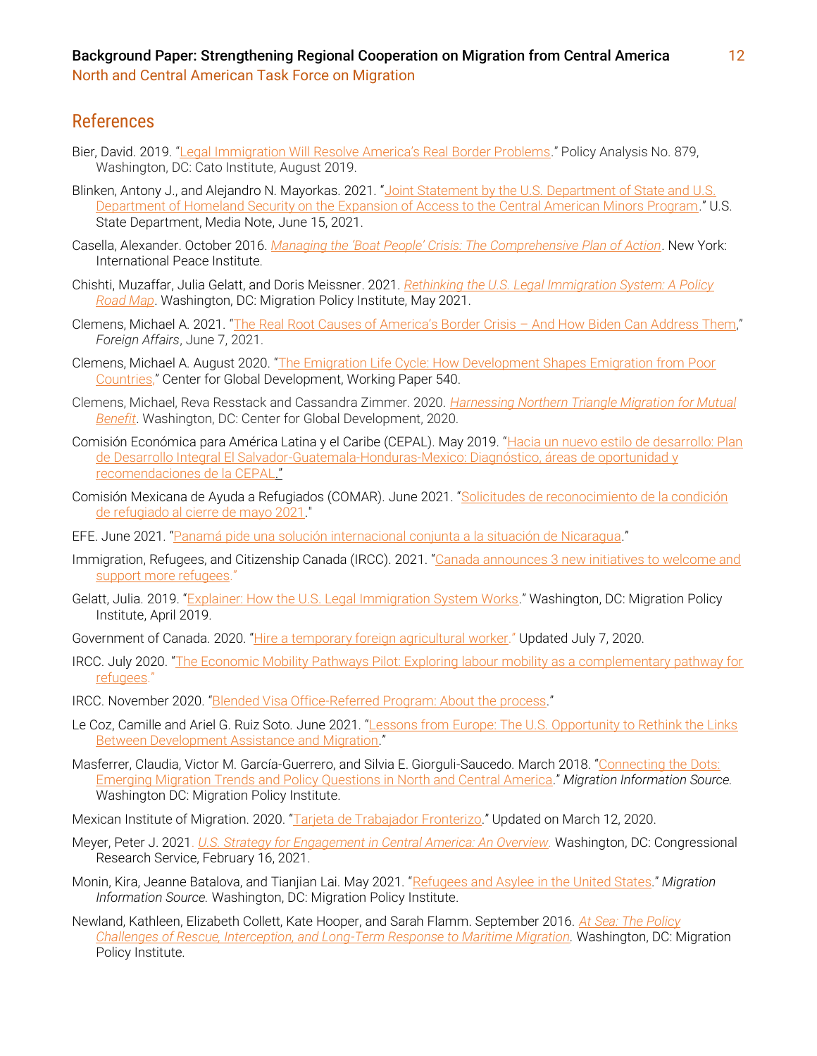## References

Bier, David. 2019. "Legal Immigration Will Resolve America's Real Border Problems." Policy Analysis No. 879, Washington, DC: Cato Institute, August 2019.

Blinken, Antony J., and Alejandro N. Mayorkas. 2021. "Joint Statement by the U.S. Department of State and U.S. Department of Homeland Security on the Expansion of Access to the Central American Minors Program." U.S. State Department, Media Note, June 15, 2021.

Casella, Alexander. October 2016. *Managing the 'Boat People' Crisis: The Comprehensive Plan of Action*. New York: International Peace Institute.

Chishti, Muzaffar, Julia Gelatt, and Doris Meissner. 2021. *Rethinking the U.S. Legal Immigration System: A Policy Road Map*. Washington, DC: Migration Policy Institute, May 2021.

Clemens, Michael A. 2021. "The Real Root Causes of America's Border Crisis – And How Biden Can Address Them," *Foreign Affairs*, June 7, 2021.

Clemens, Michael A. August 2020. "The Emigration Life Cycle: How Development Shapes Emigration from Poor Countries," Center for Global Development, Working Paper 540.

Clemens, Michael, Reva Resstack and Cassandra Zimmer. 2020. *Harnessing Northern Triangle Migration for Mutual Benefit*. Washington, DC: Center for Global Development, 2020.

Comisión Económica para América Latina y el Caribe (CEPAL). May 2019. "Hacia un nuevo estilo de desarrollo: Plan de Desarrollo Integral El Salvador-Guatemala-Honduras-Mexico: Diagnóstico, áreas de oportunidad y recomendaciones de la CEPAL."

Comisión Mexicana de Ayuda a Refugiados (COMAR). June 2021. "Solicitudes de reconocimiento de la condición de refugiado al cierre de mayo 2021."

EFE. June 2021. "Panamá pide una solución internacional conjunta a la situación de Nicaragua."

Immigration, Refugees, and Citizenship Canada (IRCC). 2021. "Canada announces 3 new initiatives to welcome and support more refugees."

Gelatt, Julia. 2019. "Explainer: How the U.S. Legal Immigration System Works." Washington, DC: Migration Policy Institute, April 2019.

Government of Canada. 2020. "Hire a temporary foreign agricultural worker." Updated July 7, 2020.

IRCC. July 2020. "The Economic Mobility Pathways Pilot: Exploring labour mobility as a complementary pathway for refugees."

IRCC. November 2020. "Blended Visa Office-Referred Program: About the process."

Le Coz, Camille and Ariel G. Ruiz Soto. June 2021. "Lessons from Europe: The U.S. Opportunity to Rethink the Links Between Development Assistance and Migration."

Masferrer, Claudia, Victor M. García-Guerrero, and Silvia E. Giorguli-Saucedo. March 2018. "Connecting the Dots: Emerging Migration Trends and Policy Questions in North and Central America." *Migration Information Source.* Washington DC: Migration Policy Institute.

Mexican Institute of Migration. 2020. "Tarjeta de Trabajador Fronterizo." Updated on March 12, 2020.

Meyer, Peter J. 2021. *U.S. Strategy for Engagement in Central America: An Overview.* Washington, DC: Congressional Research Service, February 16, 2021.

Monin, Kira, Jeanne Batalova, and Tianjian Lai. May 2021. "Refugees and Asylee in the United States." *Migration Information Source.* Washington, DC: Migration Policy Institute.

Newland, Kathleen, Elizabeth Collett, Kate Hooper, and Sarah Flamm. September 2016. *At Sea: The Policy Challenges of Rescue, Interception, and Long-Term Response to Maritime Migration.* Washington, DC: Migration Policy Institute.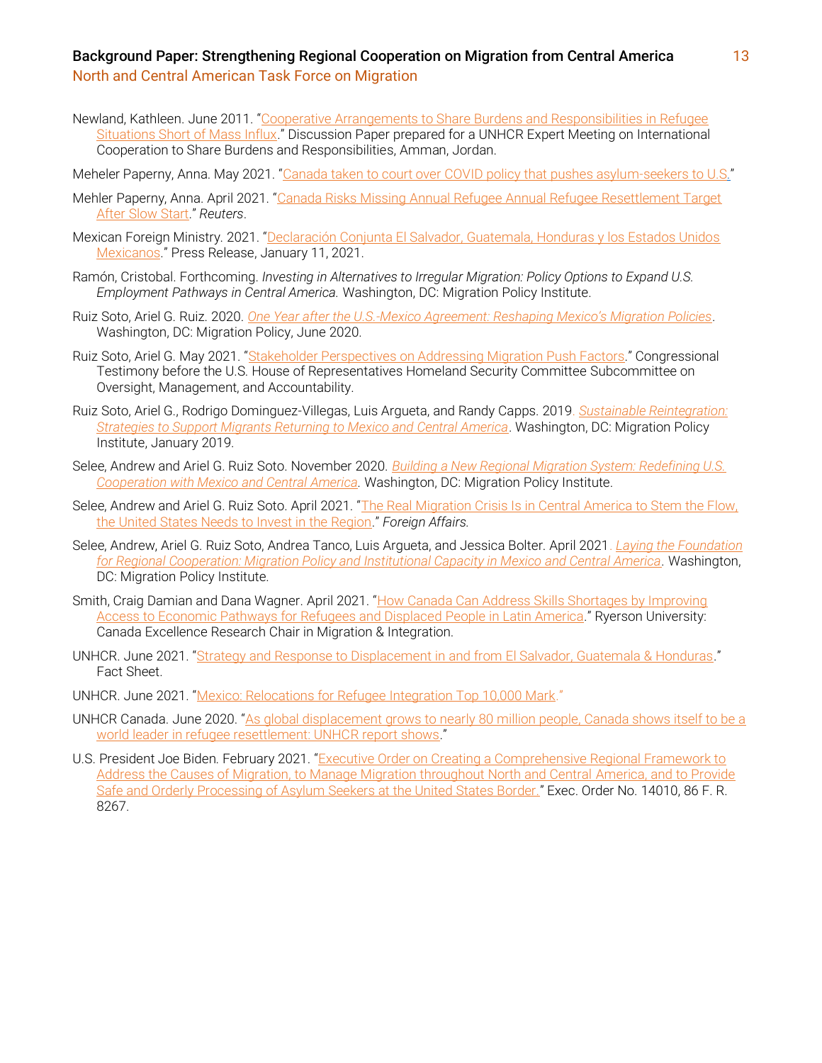Newland, Kathleen. June 2011. "Cooperative Arrangements to Share Burdens and Responsibilities in Refugee Situations Short of Mass Influx." Discussion Paper prepared for a UNHCR Expert Meeting on International Cooperation to Share Burdens and Responsibilities, Amman, Jordan.

Meheler Paperny, Anna. May 2021. "Canada taken to court over COVID policy that pushes asylum-seekers to U.S."

Mehler Paperny, Anna. April 2021. "Canada Risks Missing Annual Refugee Annual Refugee Resettlement Target After Slow Start." *Reuters*.

Mexican Foreign Ministry. 2021. "Declaración Conjunta El Salvador, Guatemala, Honduras y los Estados Unidos Mexicanos." Press Release, January 11, 2021.

Ramón, Cristobal. Forthcoming. *Investing in Alternatives to Irregular Migration: Policy Options to Expand U.S. Employment Pathways in Central America.* Washington, DC: Migration Policy Institute.

Ruiz Soto, Ariel G. Ruiz. 2020. *One Year after the U.S.-Mexico Agreement: Reshaping Mexico's Migration Policies*. Washington, DC: Migration Policy, June 2020.

Ruiz Soto, Ariel G. May 2021. "Stakeholder Perspectives on Addressing Migration Push Factors." Congressional Testimony before the U.S. House of Representatives Homeland Security Committee Subcommittee on Oversight, Management, and Accountability.

Ruiz Soto, Ariel G., Rodrigo Dominguez-Villegas, Luis Argueta, and Randy Capps. 2019. *Sustainable Reintegration: Strategies to Support Migrants Returning to Mexico and Central America*. Washington, DC: Migration Policy Institute, January 2019.

Selee, Andrew and Ariel G. Ruiz Soto. November 2020. *Building a New Regional Migration System: Redefining U.S. Cooperation with Mexico and Central America.* Washington, DC: Migration Policy Institute.

Selee, Andrew and Ariel G. Ruiz Soto. April 2021. "The Real Migration Crisis Is in Central America to Stem the Flow, the United States Needs to Invest in the Region." *Foreign Affairs.*

Selee, Andrew, Ariel G. Ruiz Soto, Andrea Tanco, Luis Argueta, and Jessica Bolter. April 2021. *Laying the Foundation for Regional Cooperation: Migration Policy and Institutional Capacity in Mexico and Central America*. Washington, DC: Migration Policy Institute.

Smith, Craig Damian and Dana Wagner. April 2021. "How Canada Can Address Skills Shortages by Improving Access to Economic Pathways for Refugees and Displaced People in Latin America." Ryerson University: Canada Excellence Research Chair in Migration & Integration.

UNHCR. June 2021. "Strategy and Response to Displacement in and from El Salvador, Guatemala & Honduras." Fact Sheet.

UNHCR. June 2021. "Mexico: Relocations for Refugee Integration Top 10,000 Mark."

UNHCR Canada. June 2020. "As global displacement grows to nearly 80 million people, Canada shows itself to be a world leader in refugee resettlement: UNHCR report shows."

U.S. President Joe Biden. February 2021. "Executive Order on Creating a Comprehensive Regional Framework to Address the Causes of Migration, to Manage Migration throughout North and Central America, and to Provide Safe and Orderly Processing of Asylum Seekers at the United States Border." Exec. Order No. 14010, 86 F. R. 8267.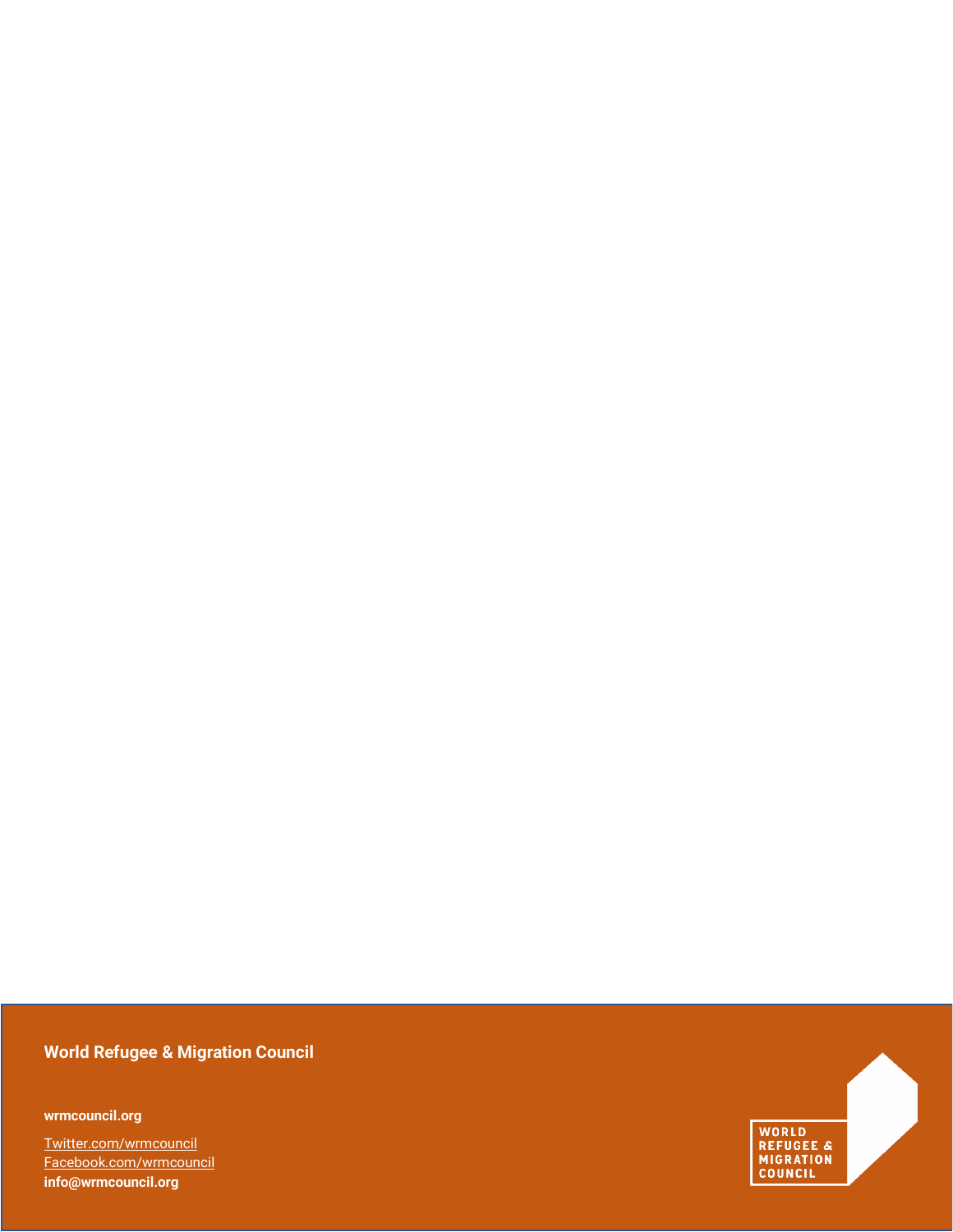**World Refugee & Migration Council**

**wrmcouncil.org**

Twitter.com/wrmcouncil
Facebook.com/wrmcouncil
**info@wrmcouncil.org**

WORLD
REFUGEE &
MIGRATION
COUNCIL